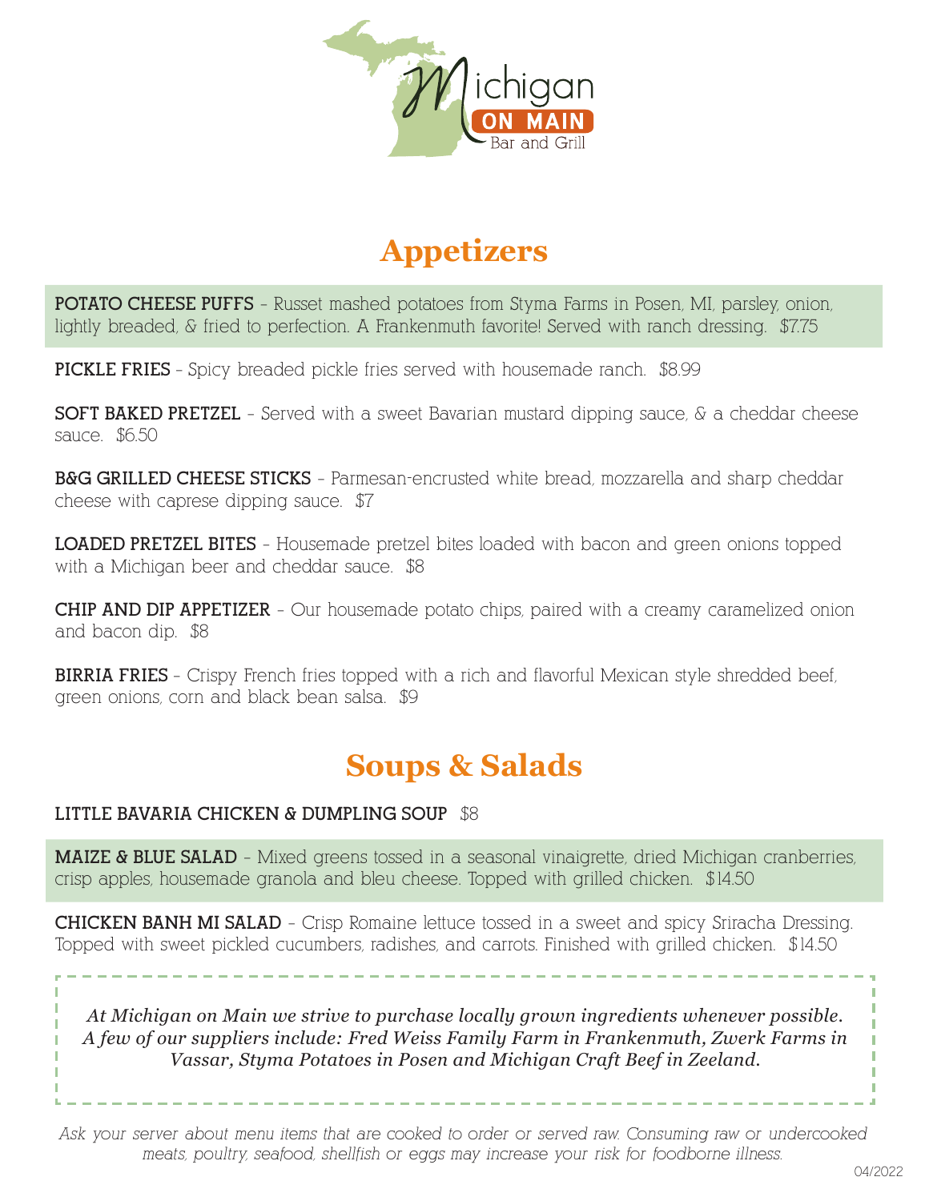Michigan ON MAIN Bar and Grill

## Appetizers

**POTATO CHEESE PUFFS** - Russet mashed potatoes from Styma Farms in Posen, MI, parsley, onion, lightly breaded, & fried to perfection. A Frankenmuth favorite! Served with ranch dressing. $7.75

**PICKLE FRIES** - Spicy breaded pickle fries served with housemade ranch. $8.99

**SOFT BAKED PRETZEL** - Served with a sweet Bavarian mustard dipping sauce, & a cheddar cheese sauce. $6.50

**B&G GRILLED CHEESE STICKS** - Parmesan-encrusted white bread, mozzarella and sharp cheddar cheese with caprese dipping sauce. $7

**LOADED PRETZEL BITES** - Housemade pretzel bites loaded with bacon and green onions topped with a Michigan beer and cheddar sauce. $8

**CHIP AND DIP APPETIZER** - Our housemade potato chips, paired with a creamy caramelized onion and bacon dip. $8

**BIRRIA FRIES** - Crispy French fries topped with a rich and flavorful Mexican style shredded beef, green onions, corn and black bean salsa. $9

## Soups & Salads

**LITTLE BAVARIA CHICKEN & DUMPLING SOUP** $8

**MAIZE & BLUE SALAD** - Mixed greens tossed in a seasonal vinaigrette, dried Michigan cranberries, crisp apples, housemade granola and bleu cheese. Topped with grilled chicken. $14.50

**CHICKEN BANH MI SALAD** - Crisp Romaine lettuce tossed in a sweet and spicy Sriracha Dressing. Topped with sweet pickled cucumbers, radishes, and carrots. Finished with grilled chicken. $14.50

*At Michigan on Main we strive to purchase locally grown ingredients whenever possible. A few of our suppliers include: Fred Weiss Family Farm in Frankenmuth, Zwerk Farms in Vassar, Styma Potatoes in Posen and Michigan Craft Beef in Zeeland.*

*Ask your server about menu items that are cooked to order or served raw. Consuming raw or undercooked meats, poultry, seafood, shellfish or eggs may increase your risk for foodborne illness.*

04/2022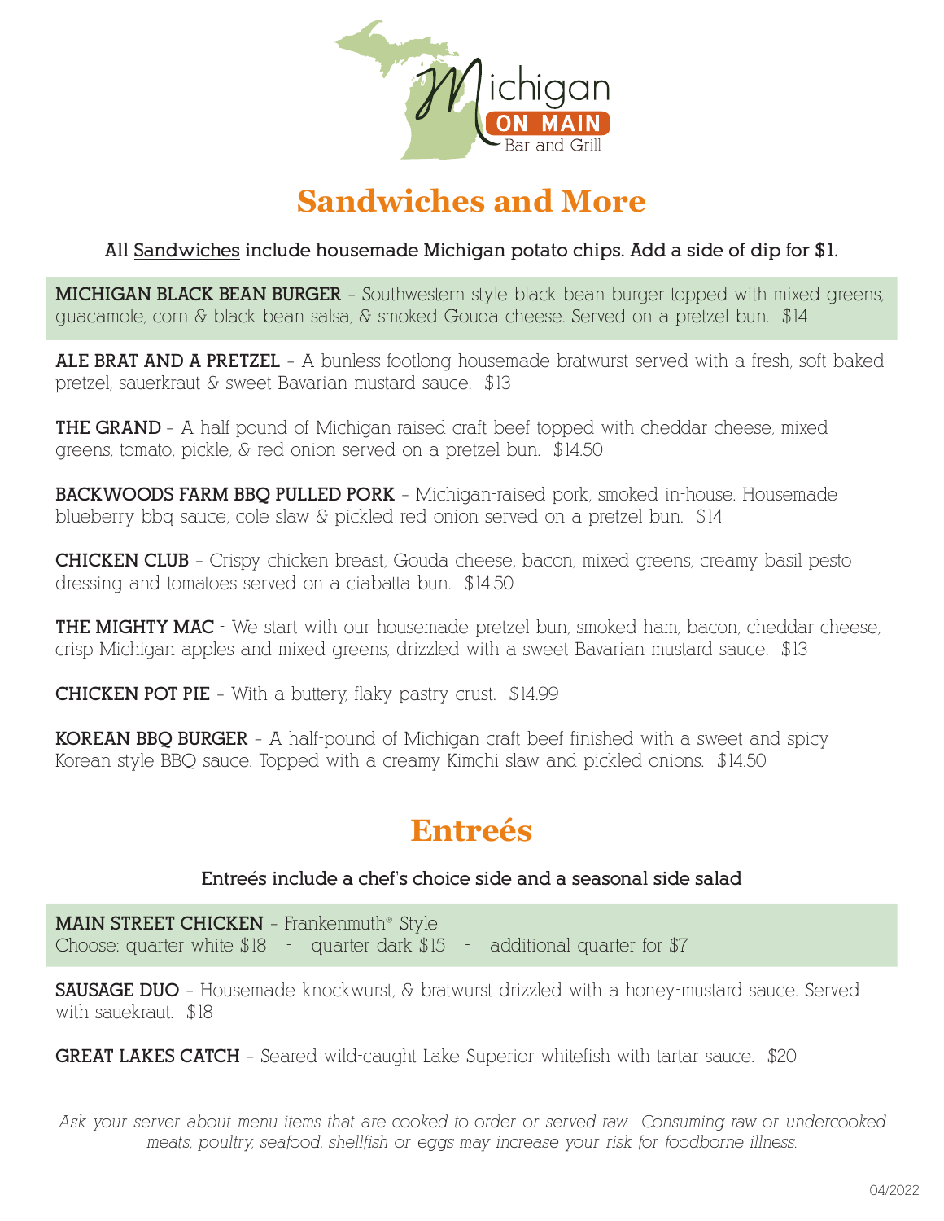Michigan ON MAIN Bar and Grill

# Sandwiches and More

**All Sandwiches include housemade Michigan potato chips. Add a side of dip for $1.**

**MICHIGAN BLACK BEAN BURGER** – Southwestern style black bean burger topped with mixed greens, guacamole, corn & black bean salsa, & smoked Gouda cheese. Served on a pretzel bun. $14

**ALE BRAT AND A PRETZEL** – A bunless footlong housemade bratwurst served with a fresh, soft baked pretzel, sauerkraut & sweet Bavarian mustard sauce. $13

**THE GRAND** – A half-pound of Michigan-raised craft beef topped with cheddar cheese, mixed greens, tomato, pickle, & red onion served on a pretzel bun. $14.50

**BACKWOODS FARM BBQ PULLED PORK** – Michigan-raised pork, smoked in-house. Housemade blueberry bbq sauce, cole slaw & pickled red onion served on a pretzel bun. $14

**CHICKEN CLUB** – Crispy chicken breast, Gouda cheese, bacon, mixed greens, creamy basil pesto dressing and tomatoes served on a ciabatta bun. $14.50

**THE MIGHTY MAC** - We start with our housemade pretzel bun, smoked ham, bacon, cheddar cheese, crisp Michigan apples and mixed greens, drizzled with a sweet Bavarian mustard sauce. $13

**CHICKEN POT PIE** – With a buttery, flaky pastry crust. $14.99

**KOREAN BBQ BURGER** – A half-pound of Michigan craft beef finished with a sweet and spicy Korean style BBQ sauce. Topped with a creamy Kimchi slaw and pickled onions. $14.50

# Entreés

**Entreés include a chef's choice side and a seasonal side salad**

**MAIN STREET CHICKEN** – Frankenmuth® Style
Choose: quarter white $18 - quarter dark $15 - additional quarter for $7

**SAUSAGE DUO** – Housemade knockwurst, & bratwurst drizzled with a honey-mustard sauce. Served with sauekraut. $18

**GREAT LAKES CATCH** – Seared wild-caught Lake Superior whitefish with tartar sauce. $20

*Ask your server about menu items that are cooked to order or served raw. Consuming raw or undercooked meats, poultry, seafood, shellfish or eggs may increase your risk for foodborne illness.*

04/2022